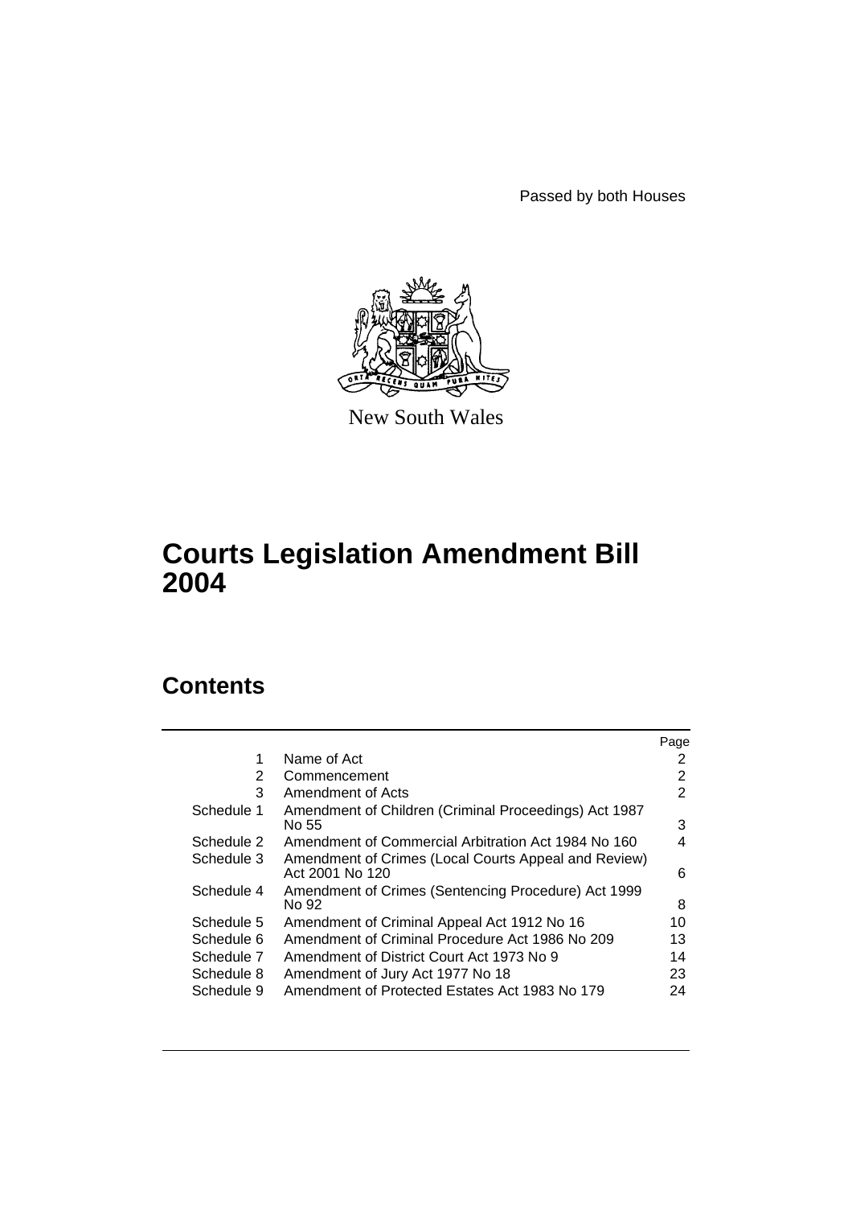Passed by both Houses

New South Wales

# Courts Legislation Amendment Bill 2004

## Contents

| | | Page |
|---|---|---|
| 1 | Name of Act | 2 |
| 2 | Commencement | 2 |
| 3 | Amendment of Acts | 2 |
| Schedule 1 | Amendment of Children (Criminal Proceedings) Act 1987 No 55 | 3 |
| Schedule 2 | Amendment of Commercial Arbitration Act 1984 No 160 | 4 |
| Schedule 3 | Amendment of Crimes (Local Courts Appeal and Review) Act 2001 No 120 | 6 |
| Schedule 4 | Amendment of Crimes (Sentencing Procedure) Act 1999 No 92 | 8 |
| Schedule 5 | Amendment of Criminal Appeal Act 1912 No 16 | 10 |
| Schedule 6 | Amendment of Criminal Procedure Act 1986 No 209 | 13 |
| Schedule 7 | Amendment of District Court Act 1973 No 9 | 14 |
| Schedule 8 | Amendment of Jury Act 1977 No 18 | 23 |
| Schedule 9 | Amendment of Protected Estates Act 1983 No 179 | 24 |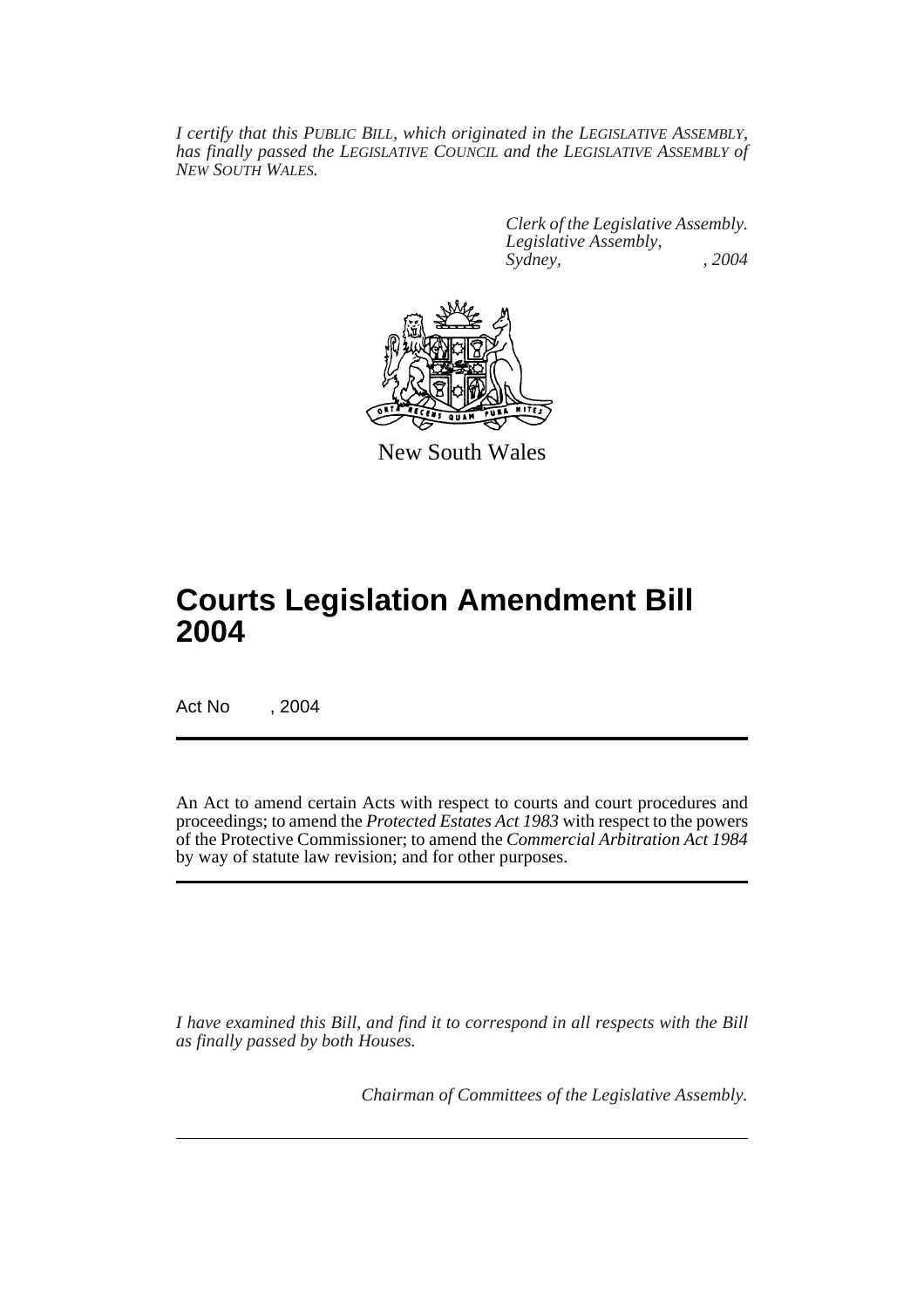*I certify that this PUBLIC BILL, which originated in the LEGISLATIVE ASSEMBLY, has finally passed the LEGISLATIVE COUNCIL and the LEGISLATIVE ASSEMBLY of NEW SOUTH WALES.*

*Clerk of the Legislative Assembly.*
*Legislative Assembly,*
*Sydney, , 2004*

New South Wales

# Courts Legislation Amendment Bill 2004

Act No , 2004

An Act to amend certain Acts with respect to courts and court procedures and proceedings; to amend the *Protected Estates Act 1983* with respect to the powers of the Protective Commissioner; to amend the *Commercial Arbitration Act 1984* by way of statute law revision; and for other purposes.

*I have examined this Bill, and find it to correspond in all respects with the Bill as finally passed by both Houses.*

*Chairman of Committees of the Legislative Assembly.*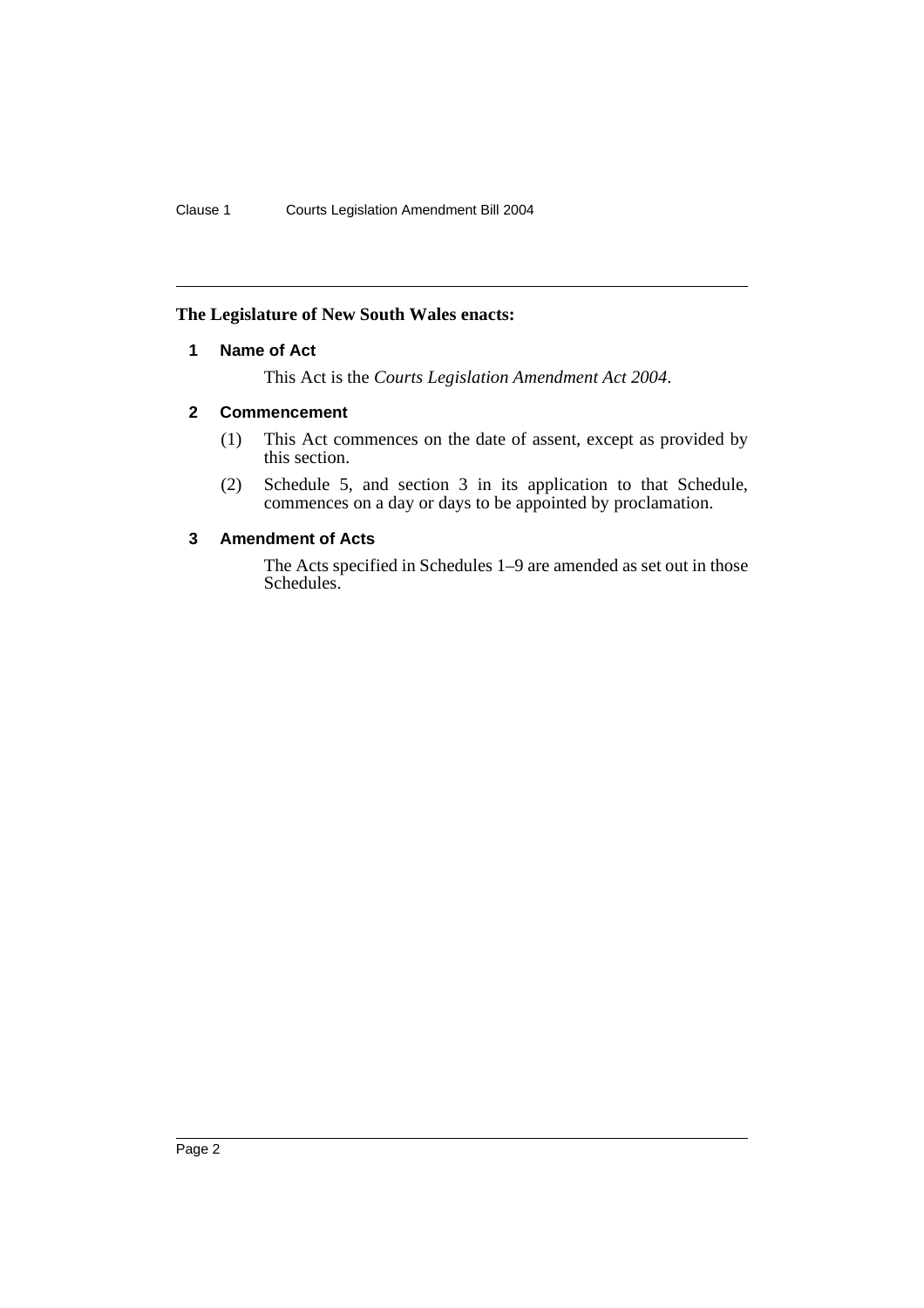**The Legislature of New South Wales enacts:**

## 1 Name of Act

This Act is the *Courts Legislation Amendment Act 2004*.

## 2 Commencement

(1) This Act commences on the date of assent, except as provided by this section.

(2) Schedule 5, and section 3 in its application to that Schedule, commences on a day or days to be appointed by proclamation.

## 3 Amendment of Acts

The Acts specified in Schedules 1–9 are amended as set out in those Schedules.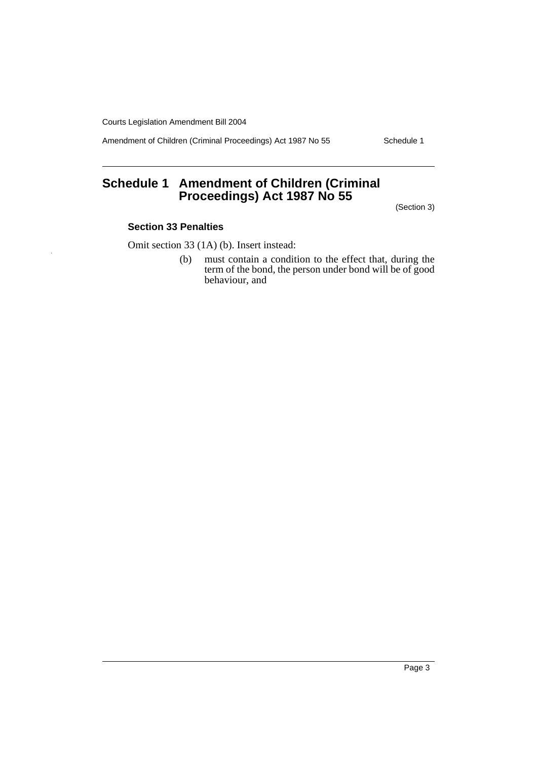# Schedule 1 Amendment of Children (Criminal Proceedings) Act 1987 No 55

(Section 3)

### Section 33 Penalties

Omit section 33 (1A) (b). Insert instead:

(b) must contain a condition to the effect that, during the term of the bond, the person under bond will be of good behaviour, and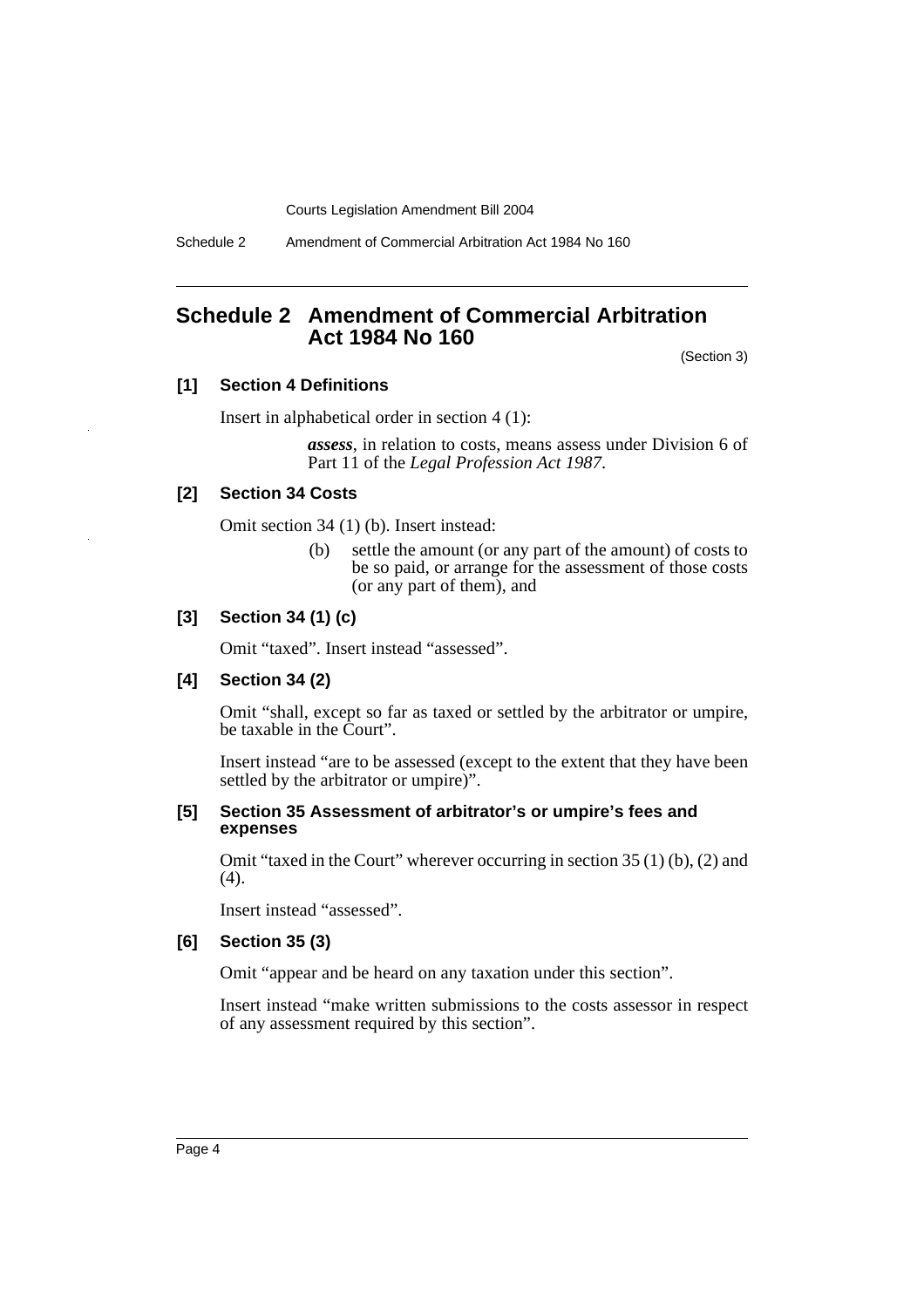## Schedule 2 Amendment of Commercial Arbitration Act 1984 No 160

(Section 3)

### [1] Section 4 Definitions

Insert in alphabetical order in section 4 (1):

> ***assess***, in relation to costs, means assess under Division 6 of Part 11 of the *Legal Profession Act 1987*.

### [2] Section 34 Costs

Omit section 34 (1) (b). Insert instead:

> (b) settle the amount (or any part of the amount) of costs to be so paid, or arrange for the assessment of those costs (or any part of them), and

### [3] Section 34 (1) (c)

Omit "taxed". Insert instead "assessed".

### [4] Section 34 (2)

Omit "shall, except so far as taxed or settled by the arbitrator or umpire, be taxable in the Court".

Insert instead "are to be assessed (except to the extent that they have been settled by the arbitrator or umpire)".

### [5] Section 35 Assessment of arbitrator's or umpire's fees and expenses

Omit "taxed in the Court" wherever occurring in section 35 (1) (b), (2) and (4).

Insert instead "assessed".

### [6] Section 35 (3)

Omit "appear and be heard on any taxation under this section".

Insert instead "make written submissions to the costs assessor in respect of any assessment required by this section".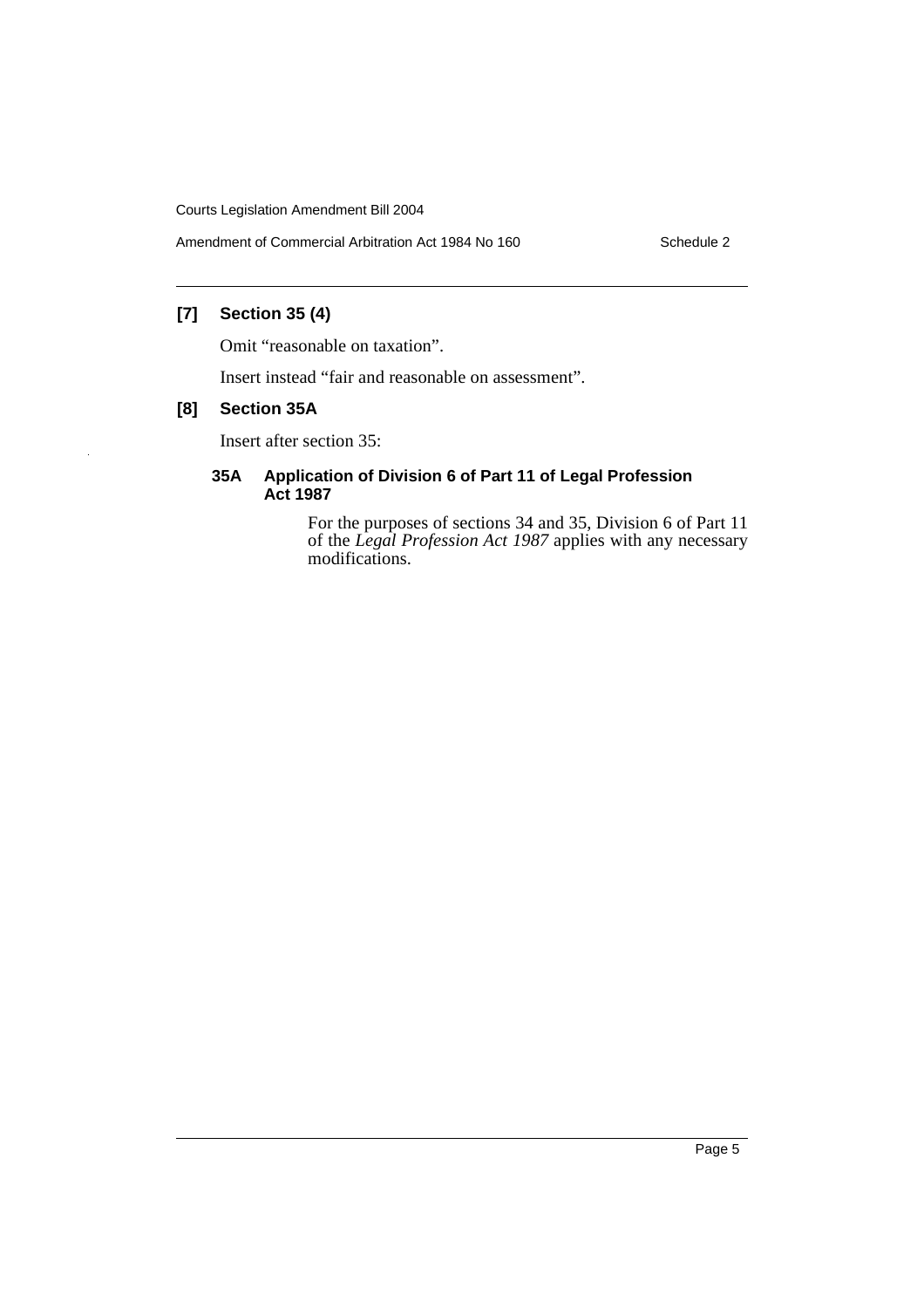### [7] Section 35 (4)

Omit "reasonable on taxation".

Insert instead "fair and reasonable on assessment".

### [8] Section 35A

Insert after section 35:

#### 35A Application of Division 6 of Part 11 of Legal Profession Act 1987

For the purposes of sections 34 and 35, Division 6 of Part 11 of the *Legal Profession Act 1987* applies with any necessary modifications.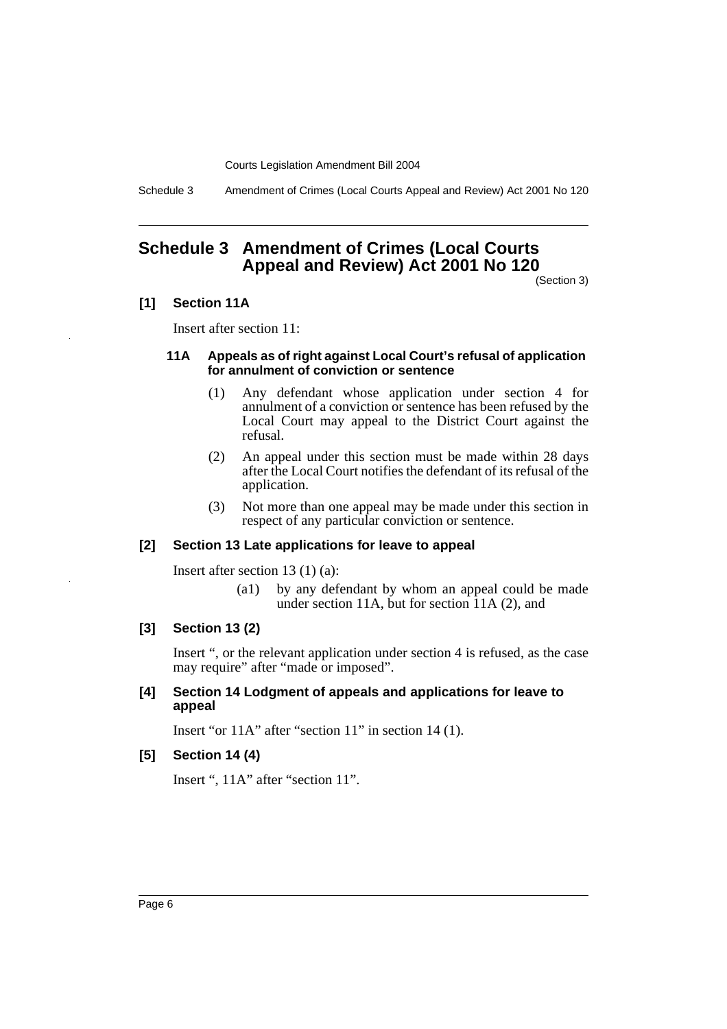# Schedule 3 Amendment of Crimes (Local Courts Appeal and Review) Act 2001 No 120

(Section 3)

### [1] Section 11A

Insert after section 11:

#### 11A Appeals as of right against Local Court's refusal of application for annulment of conviction or sentence

(1) Any defendant whose application under section 4 for annulment of a conviction or sentence has been refused by the Local Court may appeal to the District Court against the refusal.

(2) An appeal under this section must be made within 28 days after the Local Court notifies the defendant of its refusal of the application.

(3) Not more than one appeal may be made under this section in respect of any particular conviction or sentence.

### [2] Section 13 Late applications for leave to appeal

Insert after section 13 (1) (a):

(a1) by any defendant by whom an appeal could be made under section 11A, but for section 11A (2), and

### [3] Section 13 (2)

Insert ", or the relevant application under section 4 is refused, as the case may require" after "made or imposed".

### [4] Section 14 Lodgment of appeals and applications for leave to appeal

Insert "or 11A" after "section 11" in section 14 (1).

### [5] Section 14 (4)

Insert ", 11A" after "section 11".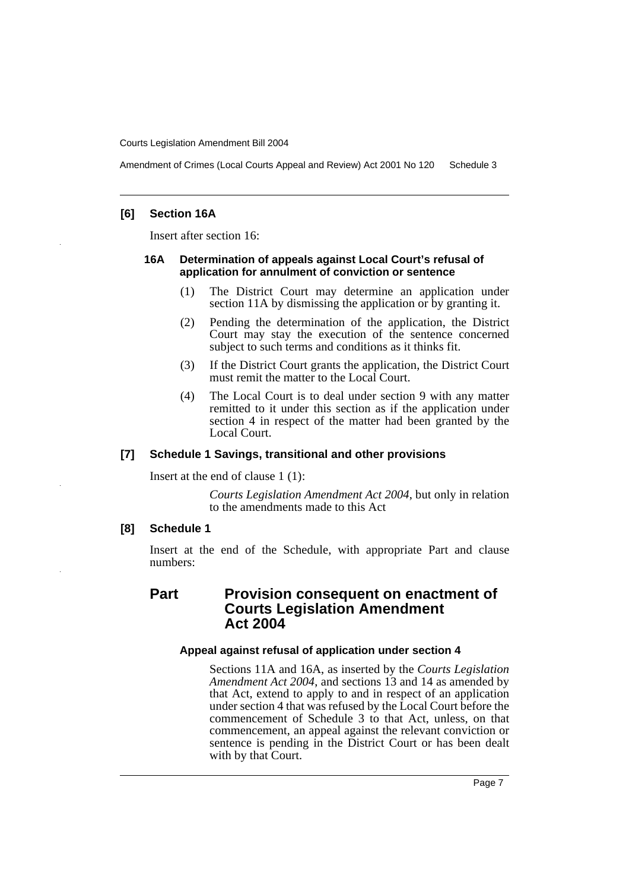**[6] Section 16A**

Insert after section 16:

**16A Determination of appeals against Local Court's refusal of application for annulment of conviction or sentence**

(1) The District Court may determine an application under section 11A by dismissing the application or by granting it.

(2) Pending the determination of the application, the District Court may stay the execution of the sentence concerned subject to such terms and conditions as it thinks fit.

(3) If the District Court grants the application, the District Court must remit the matter to the Local Court.

(4) The Local Court is to deal under section 9 with any matter remitted to it under this section as if the application under section 4 in respect of the matter had been granted by the Local Court.

**[7] Schedule 1 Savings, transitional and other provisions**

Insert at the end of clause 1 (1):

*Courts Legislation Amendment Act 2004*, but only in relation to the amendments made to this Act

**[8] Schedule 1**

Insert at the end of the Schedule, with appropriate Part and clause numbers:

## Part Provision consequent on enactment of Courts Legislation Amendment Act 2004

**Appeal against refusal of application under section 4**

Sections 11A and 16A, as inserted by the *Courts Legislation Amendment Act 2004*, and sections 13 and 14 as amended by that Act, extend to apply to and in respect of an application under section 4 that was refused by the Local Court before the commencement of Schedule 3 to that Act, unless, on that commencement, an appeal against the relevant conviction or sentence is pending in the District Court or has been dealt with by that Court.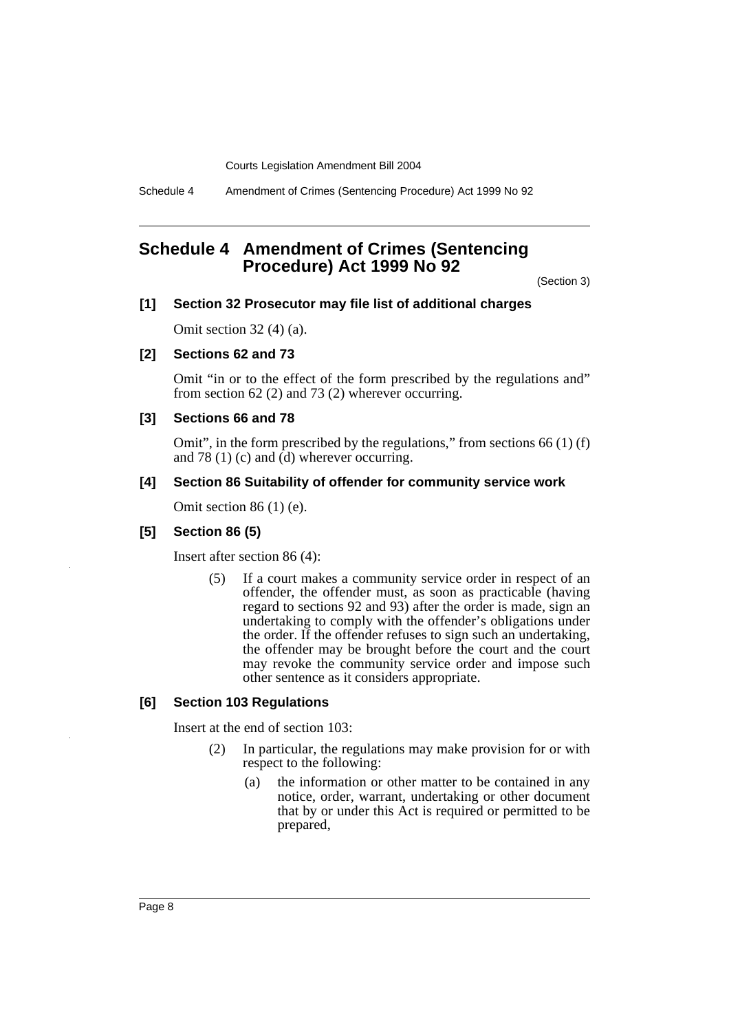## Schedule 4 Amendment of Crimes (Sentencing Procedure) Act 1999 No 92

(Section 3)

**[1] Section 32 Prosecutor may file list of additional charges**

Omit section 32 (4) (a).

**[2] Sections 62 and 73**

Omit "in or to the effect of the form prescribed by the regulations and" from section 62 (2) and 73 (2) wherever occurring.

**[3] Sections 66 and 78**

Omit", in the form prescribed by the regulations," from sections 66 (1) (f) and 78 (1) (c) and (d) wherever occurring.

**[4] Section 86 Suitability of offender for community service work**

Omit section 86 (1) (e).

**[5] Section 86 (5)**

Insert after section 86 (4):

> (5) If a court makes a community service order in respect of an offender, the offender must, as soon as practicable (having regard to sections 92 and 93) after the order is made, sign an undertaking to comply with the offender's obligations under the order. If the offender refuses to sign such an undertaking, the offender may be brought before the court and the court may revoke the community service order and impose such other sentence as it considers appropriate.

**[6] Section 103 Regulations**

Insert at the end of section 103:

> (2) In particular, the regulations may make provision for or with respect to the following:
>
> (a) the information or other matter to be contained in any notice, order, warrant, undertaking or other document that by or under this Act is required or permitted to be prepared,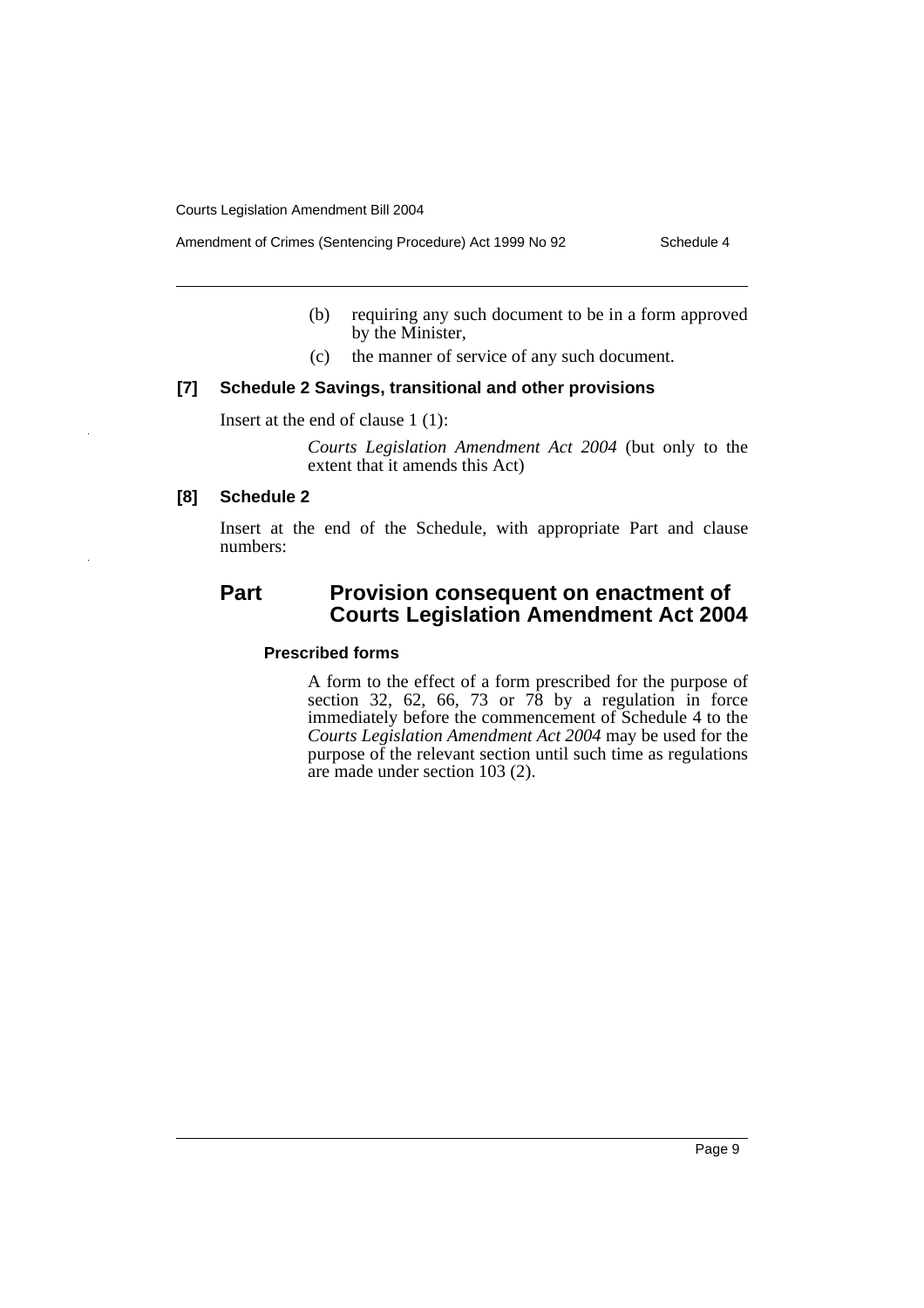(b) requiring any such document to be in a form approved by the Minister,

(c) the manner of service of any such document.

### [7] Schedule 2 Savings, transitional and other provisions

Insert at the end of clause 1 (1):

*Courts Legislation Amendment Act 2004* (but only to the extent that it amends this Act)

### [8] Schedule 2

Insert at the end of the Schedule, with appropriate Part and clause numbers:

## Part Provision consequent on enactment of Courts Legislation Amendment Act 2004

#### Prescribed forms

A form to the effect of a form prescribed for the purpose of section 32, 62, 66, 73 or 78 by a regulation in force immediately before the commencement of Schedule 4 to the *Courts Legislation Amendment Act 2004* may be used for the purpose of the relevant section until such time as regulations are made under section 103 (2).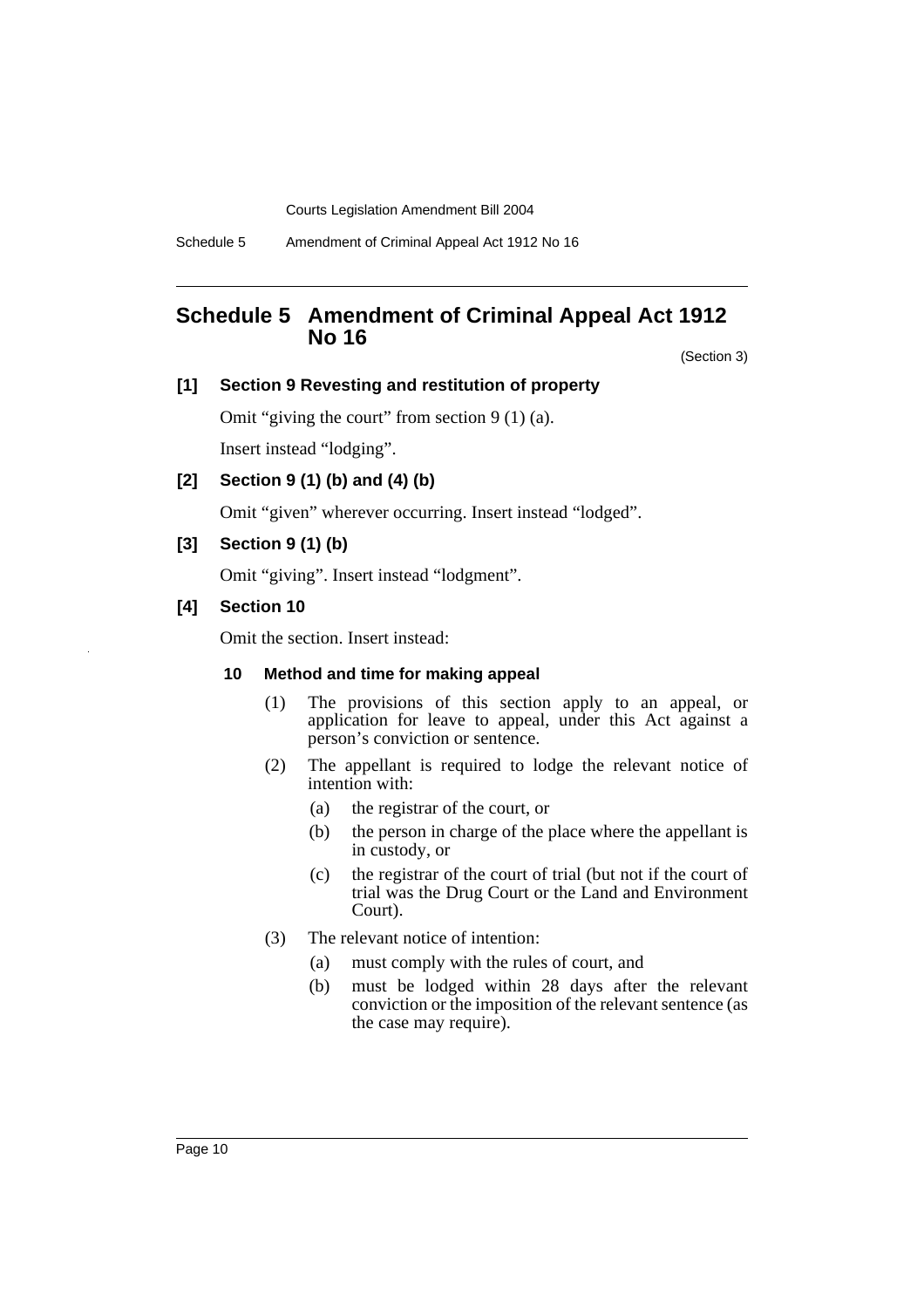## Schedule 5 Amendment of Criminal Appeal Act 1912 No 16

(Section 3)

**[1] Section 9 Revesting and restitution of property**

Omit "giving the court" from section 9 (1) (a).

Insert instead "lodging".

**[2] Section 9 (1) (b) and (4) (b)**

Omit "given" wherever occurring. Insert instead "lodged".

**[3] Section 9 (1) (b)**

Omit "giving". Insert instead "lodgment".

**[4] Section 10**

Omit the section. Insert instead:

**10 Method and time for making appeal**

(1) The provisions of this section apply to an appeal, or application for leave to appeal, under this Act against a person's conviction or sentence.

(2) The appellant is required to lodge the relevant notice of intention with:

- (a) the registrar of the court, or
- (b) the person in charge of the place where the appellant is in custody, or
- (c) the registrar of the court of trial (but not if the court of trial was the Drug Court or the Land and Environment Court).

(3) The relevant notice of intention:

- (a) must comply with the rules of court, and
- (b) must be lodged within 28 days after the relevant conviction or the imposition of the relevant sentence (as the case may require).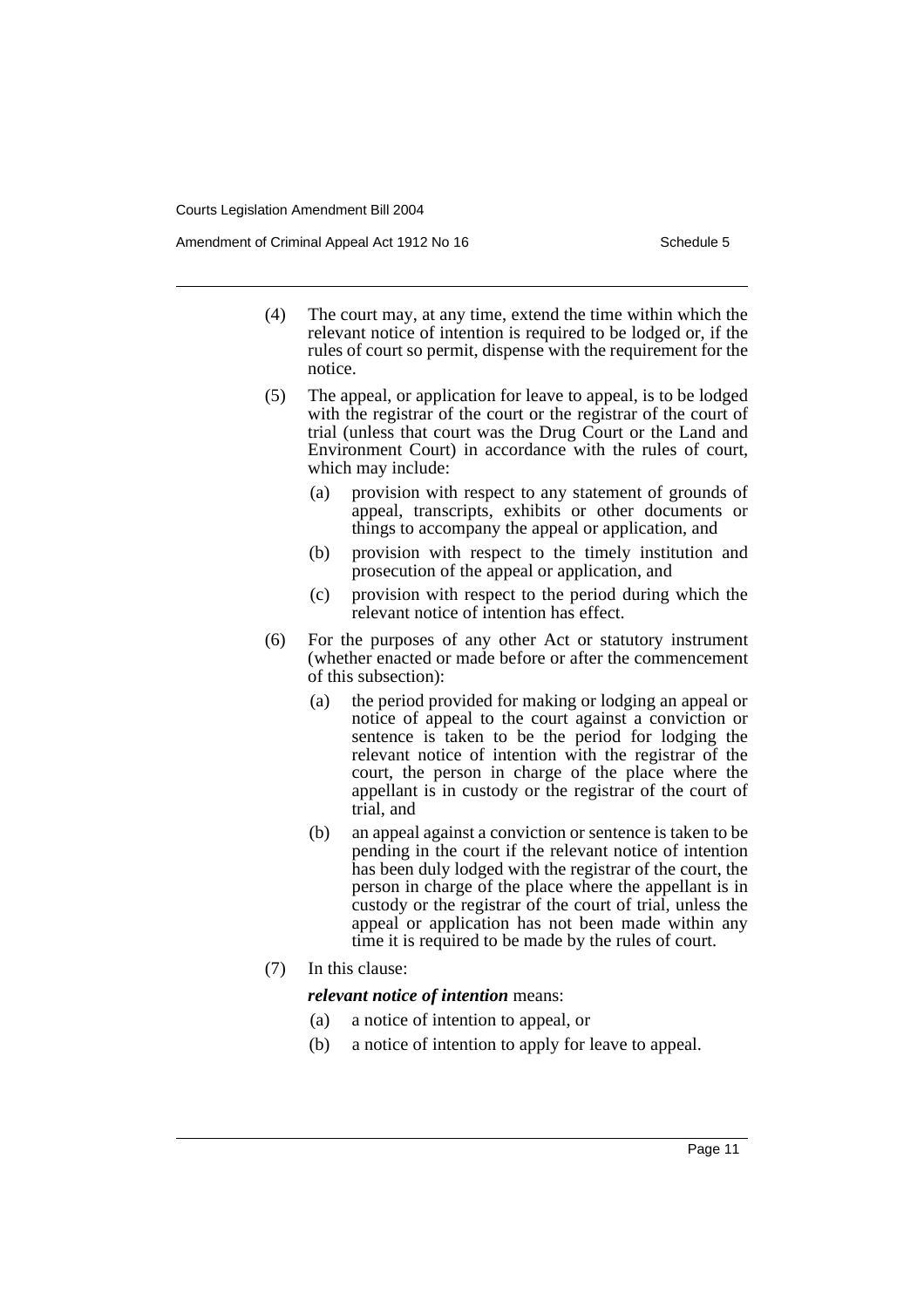(4) The court may, at any time, extend the time within which the relevant notice of intention is required to be lodged or, if the rules of court so permit, dispense with the requirement for the notice.

(5) The appeal, or application for leave to appeal, is to be lodged with the registrar of the court or the registrar of the court of trial (unless that court was the Drug Court or the Land and Environment Court) in accordance with the rules of court, which may include:

- (a) provision with respect to any statement of grounds of appeal, transcripts, exhibits or other documents or things to accompany the appeal or application, and
- (b) provision with respect to the timely institution and prosecution of the appeal or application, and
- (c) provision with respect to the period during which the relevant notice of intention has effect.

(6) For the purposes of any other Act or statutory instrument (whether enacted or made before or after the commencement of this subsection):

- (a) the period provided for making or lodging an appeal or notice of appeal to the court against a conviction or sentence is taken to be the period for lodging the relevant notice of intention with the registrar of the court, the person in charge of the place where the appellant is in custody or the registrar of the court of trial, and
- (b) an appeal against a conviction or sentence is taken to be pending in the court if the relevant notice of intention has been duly lodged with the registrar of the court, the person in charge of the place where the appellant is in custody or the registrar of the court of trial, unless the appeal or application has not been made within any time it is required to be made by the rules of court.

(7) In this clause:

***relevant notice of intention*** means:

- (a) a notice of intention to appeal, or
- (b) a notice of intention to apply for leave to appeal.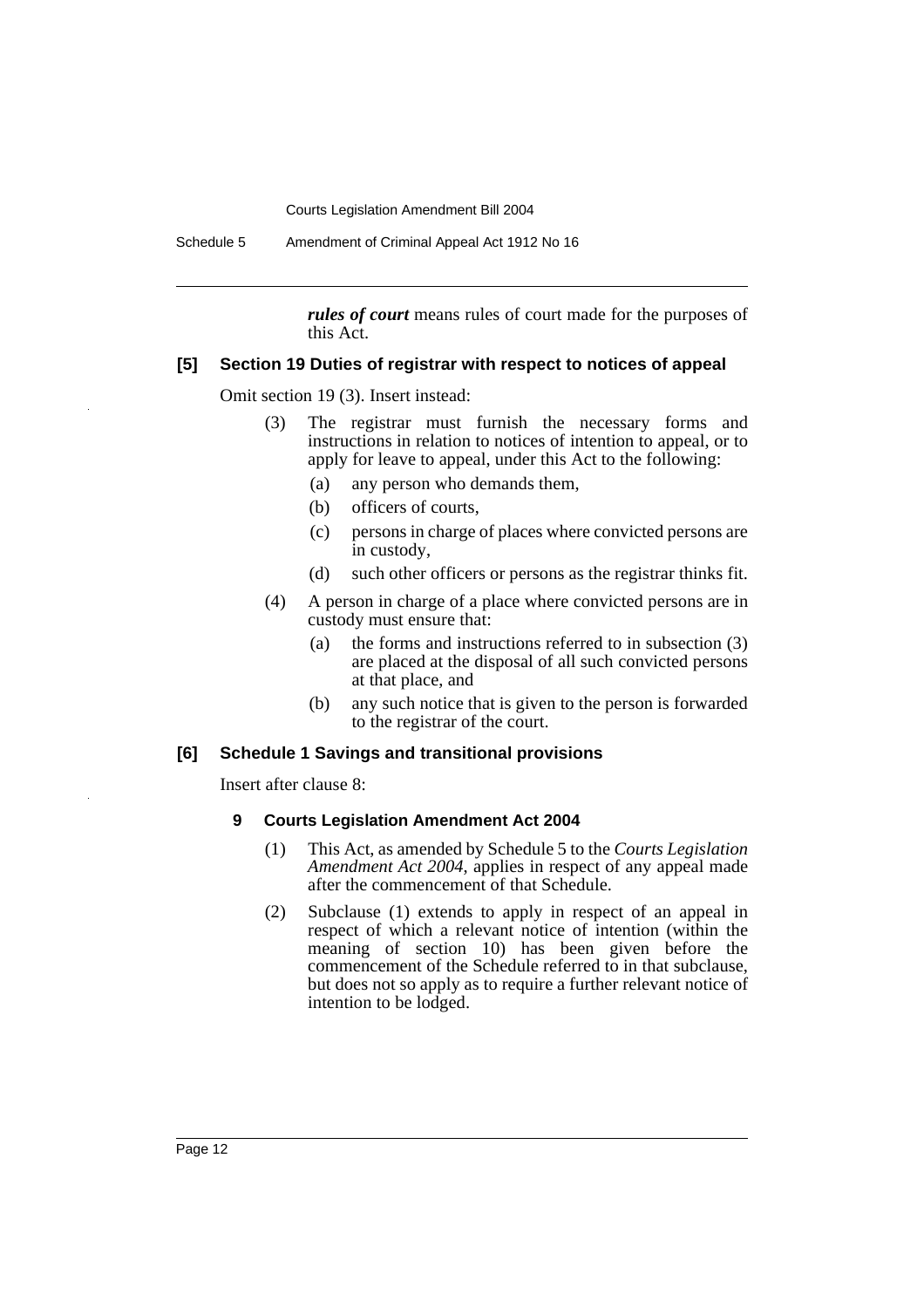***rules of court*** means rules of court made for the purposes of this Act.

### [5] Section 19 Duties of registrar with respect to notices of appeal

Omit section 19 (3). Insert instead:

(3) The registrar must furnish the necessary forms and instructions in relation to notices of intention to appeal, or to apply for leave to appeal, under this Act to the following:

- (a) any person who demands them,
- (b) officers of courts,
- (c) persons in charge of places where convicted persons are in custody,
- (d) such other officers or persons as the registrar thinks fit.

(4) A person in charge of a place where convicted persons are in custody must ensure that:

- (a) the forms and instructions referred to in subsection (3) are placed at the disposal of all such convicted persons at that place, and
- (b) any such notice that is given to the person is forwarded to the registrar of the court.

### [6] Schedule 1 Savings and transitional provisions

Insert after clause 8:

#### 9 Courts Legislation Amendment Act 2004

(1) This Act, as amended by Schedule 5 to the *Courts Legislation Amendment Act 2004*, applies in respect of any appeal made after the commencement of that Schedule.

(2) Subclause (1) extends to apply in respect of an appeal in respect of which a relevant notice of intention (within the meaning of section 10) has been given before the commencement of the Schedule referred to in that subclause, but does not so apply as to require a further relevant notice of intention to be lodged.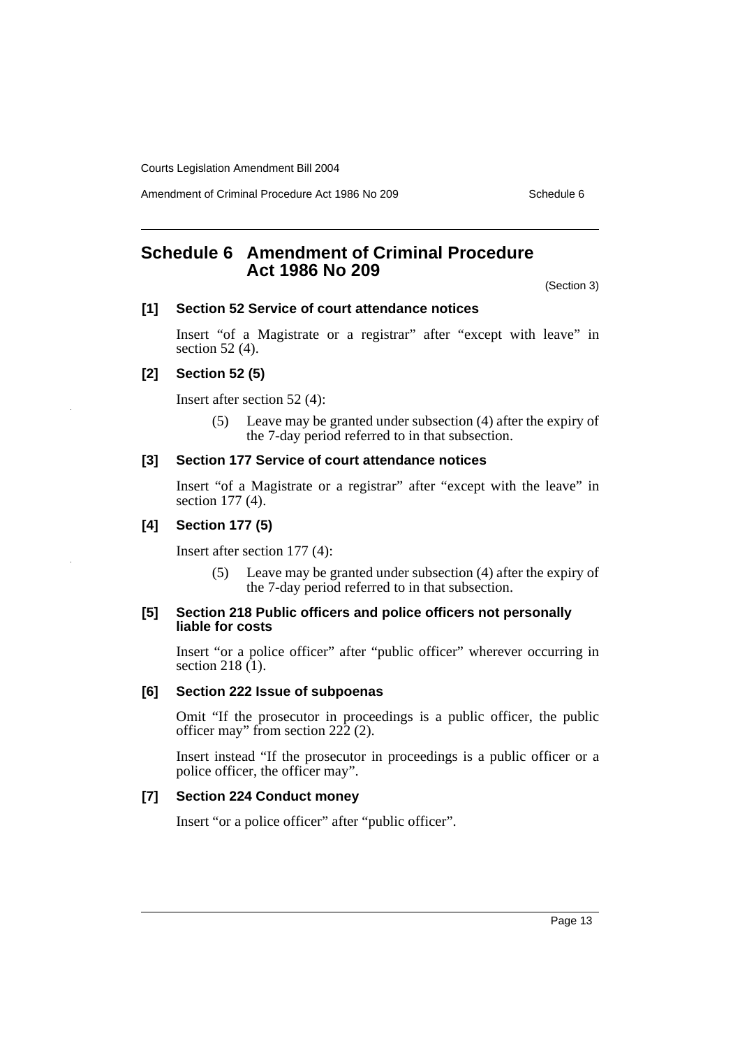# Schedule 6 Amendment of Criminal Procedure Act 1986 No 209

(Section 3)

### [1] Section 52 Service of court attendance notices

Insert "of a Magistrate or a registrar" after "except with leave" in section 52 (4).

### [2] Section 52 (5)

Insert after section 52 (4):

> (5) Leave may be granted under subsection (4) after the expiry of the 7-day period referred to in that subsection.

### [3] Section 177 Service of court attendance notices

Insert "of a Magistrate or a registrar" after "except with the leave" in section 177 (4).

### [4] Section 177 (5)

Insert after section 177 (4):

> (5) Leave may be granted under subsection (4) after the expiry of the 7-day period referred to in that subsection.

### [5] Section 218 Public officers and police officers not personally liable for costs

Insert "or a police officer" after "public officer" wherever occurring in section 218 (1).

### [6] Section 222 Issue of subpoenas

Omit "If the prosecutor in proceedings is a public officer, the public officer may" from section 222 (2).

Insert instead "If the prosecutor in proceedings is a public officer or a police officer, the officer may".

### [7] Section 224 Conduct money

Insert "or a police officer" after "public officer".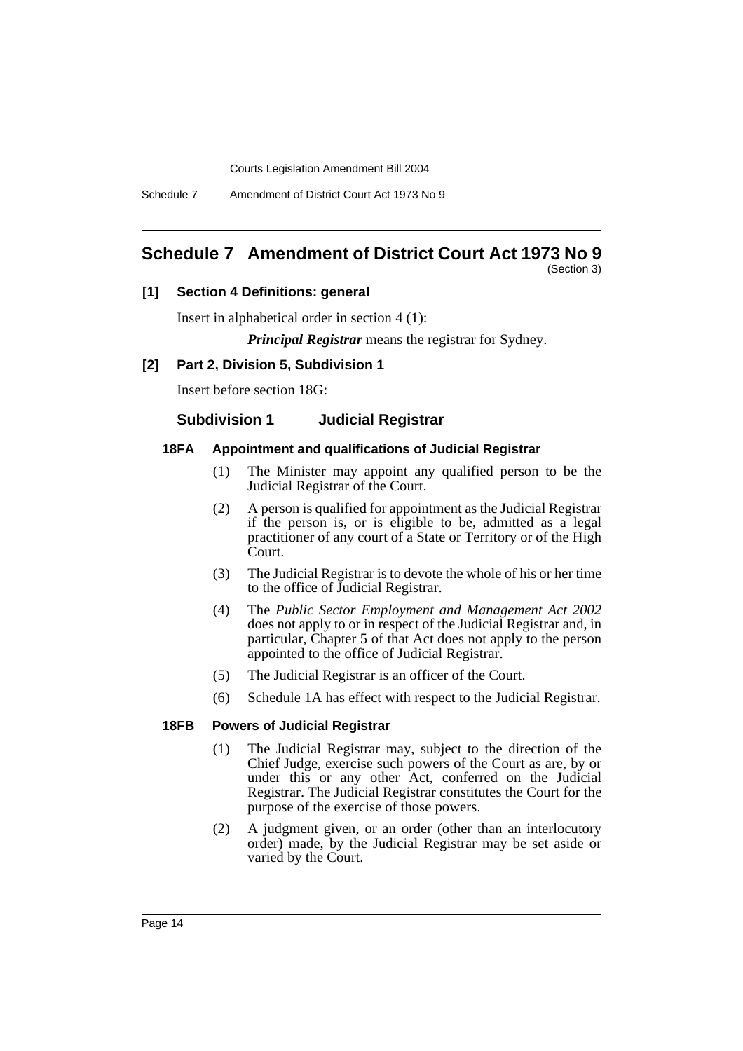## Schedule 7 Amendment of District Court Act 1973 No 9

(Section 3)

### [1] Section 4 Definitions: general

Insert in alphabetical order in section 4 (1):

> ***Principal Registrar*** means the registrar for Sydney.

### [2] Part 2, Division 5, Subdivision 1

Insert before section 18G:

#### Subdivision 1 Judicial Registrar

**18FA Appointment and qualifications of Judicial Registrar**

(1) The Minister may appoint any qualified person to be the Judicial Registrar of the Court.

(2) A person is qualified for appointment as the Judicial Registrar if the person is, or is eligible to be, admitted as a legal practitioner of any court of a State or Territory or of the High Court.

(3) The Judicial Registrar is to devote the whole of his or her time to the office of Judicial Registrar.

(4) The *Public Sector Employment and Management Act 2002* does not apply to or in respect of the Judicial Registrar and, in particular, Chapter 5 of that Act does not apply to the person appointed to the office of Judicial Registrar.

(5) The Judicial Registrar is an officer of the Court.

(6) Schedule 1A has effect with respect to the Judicial Registrar.

**18FB Powers of Judicial Registrar**

(1) The Judicial Registrar may, subject to the direction of the Chief Judge, exercise such powers of the Court as are, by or under this or any other Act, conferred on the Judicial Registrar. The Judicial Registrar constitutes the Court for the purpose of the exercise of those powers.

(2) A judgment given, or an order (other than an interlocutory order) made, by the Judicial Registrar may be set aside or varied by the Court.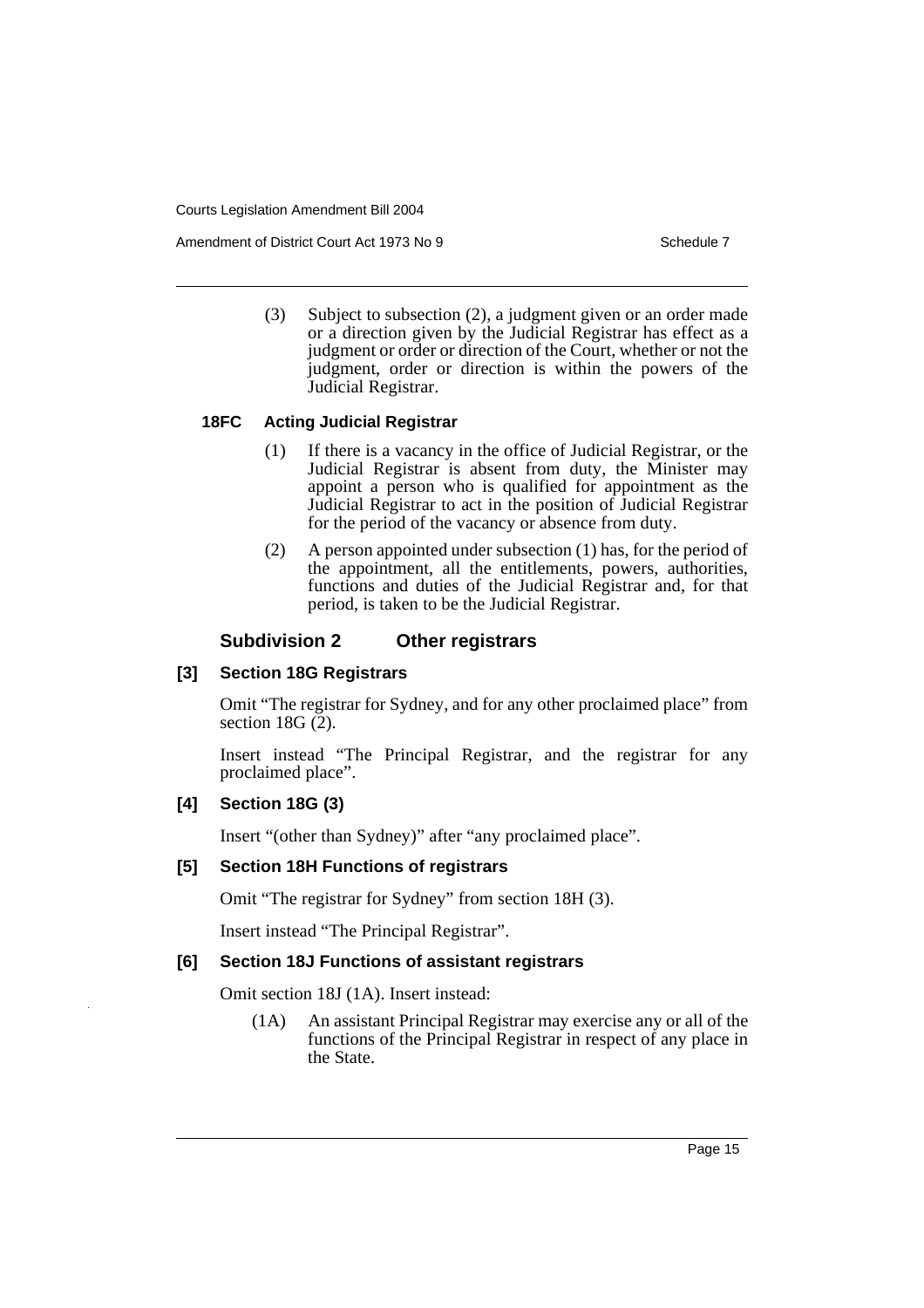(3) Subject to subsection (2), a judgment given or an order made or a direction given by the Judicial Registrar has effect as a judgment or order or direction of the Court, whether or not the judgment, order or direction is within the powers of the Judicial Registrar.

#### 18FC Acting Judicial Registrar

(1) If there is a vacancy in the office of Judicial Registrar, or the Judicial Registrar is absent from duty, the Minister may appoint a person who is qualified for appointment as the Judicial Registrar to act in the position of Judicial Registrar for the period of the vacancy or absence from duty.

(2) A person appointed under subsection (1) has, for the period of the appointment, all the entitlements, powers, authorities, functions and duties of the Judicial Registrar and, for that period, is taken to be the Judicial Registrar.

### Subdivision 2 Other registrars

#### [3] Section 18G Registrars

Omit "The registrar for Sydney, and for any other proclaimed place" from section 18G (2).

Insert instead "The Principal Registrar, and the registrar for any proclaimed place".

#### [4] Section 18G (3)

Insert "(other than Sydney)" after "any proclaimed place".

#### [5] Section 18H Functions of registrars

Omit "The registrar for Sydney" from section 18H (3).

Insert instead "The Principal Registrar".

#### [6] Section 18J Functions of assistant registrars

Omit section 18J (1A). Insert instead:

(1A) An assistant Principal Registrar may exercise any or all of the functions of the Principal Registrar in respect of any place in the State.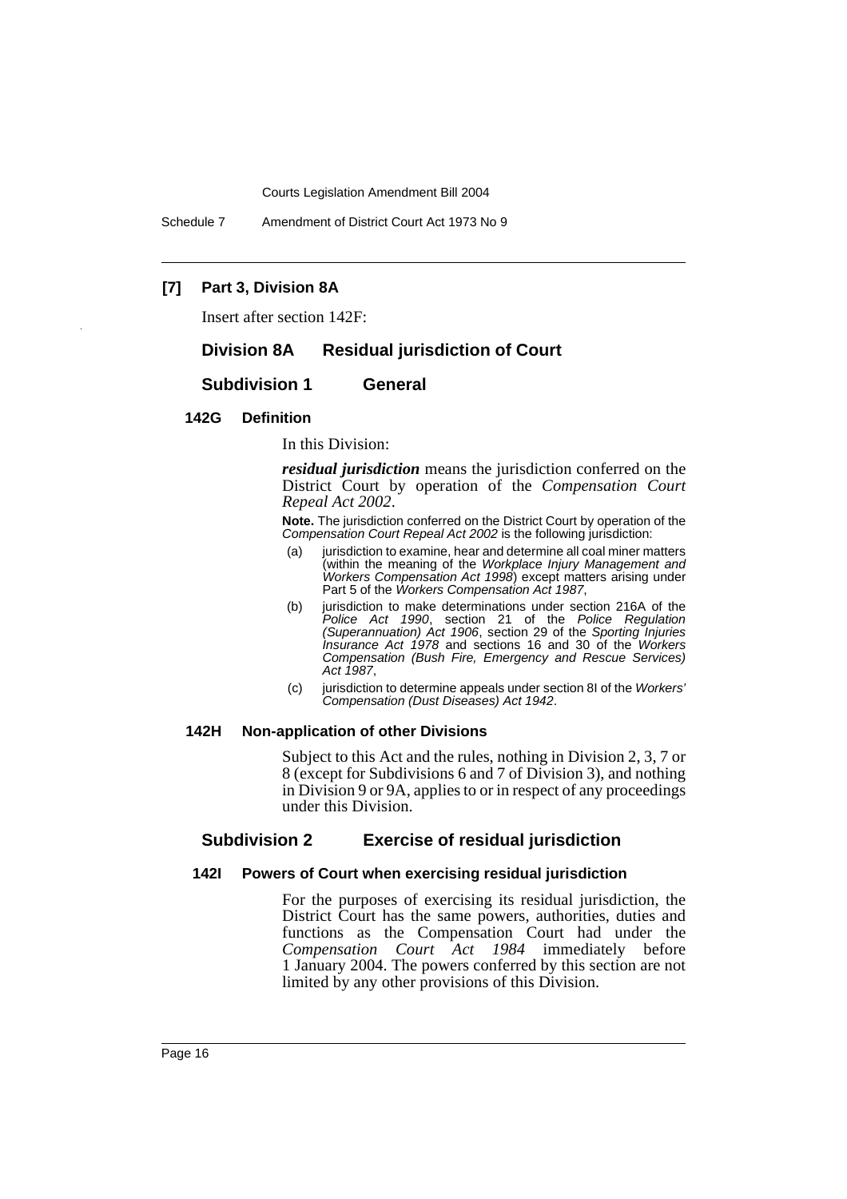**[7] Part 3, Division 8A**

Insert after section 142F:

## Division 8A Residual jurisdiction of Court

### Subdivision 1 General

#### 142G Definition

In this Division:

***residual jurisdiction*** means the jurisdiction conferred on the District Court by operation of the *Compensation Court Repeal Act 2002*.

**Note.** The jurisdiction conferred on the District Court by operation of the *Compensation Court Repeal Act 2002* is the following jurisdiction:

(a) jurisdiction to examine, hear and determine all coal miner matters (within the meaning of the *Workplace Injury Management and Workers Compensation Act 1998*) except matters arising under Part 5 of the *Workers Compensation Act 1987*,

(b) jurisdiction to make determinations under section 216A of the *Police Act 1990*, section 21 of the *Police Regulation (Superannuation) Act 1906*, section 29 of the *Sporting Injuries Insurance Act 1978* and sections 16 and 30 of the *Workers Compensation (Bush Fire, Emergency and Rescue Services) Act 1987*,

(c) jurisdiction to determine appeals under section 8I of the *Workers' Compensation (Dust Diseases) Act 1942*.

#### 142H Non-application of other Divisions

Subject to this Act and the rules, nothing in Division 2, 3, 7 or 8 (except for Subdivisions 6 and 7 of Division 3), and nothing in Division 9 or 9A, applies to or in respect of any proceedings under this Division.

### Subdivision 2 Exercise of residual jurisdiction

#### 142I Powers of Court when exercising residual jurisdiction

For the purposes of exercising its residual jurisdiction, the District Court has the same powers, authorities, duties and functions as the Compensation Court had under the *Compensation Court Act 1984* immediately before 1 January 2004. The powers conferred by this section are not limited by any other provisions of this Division.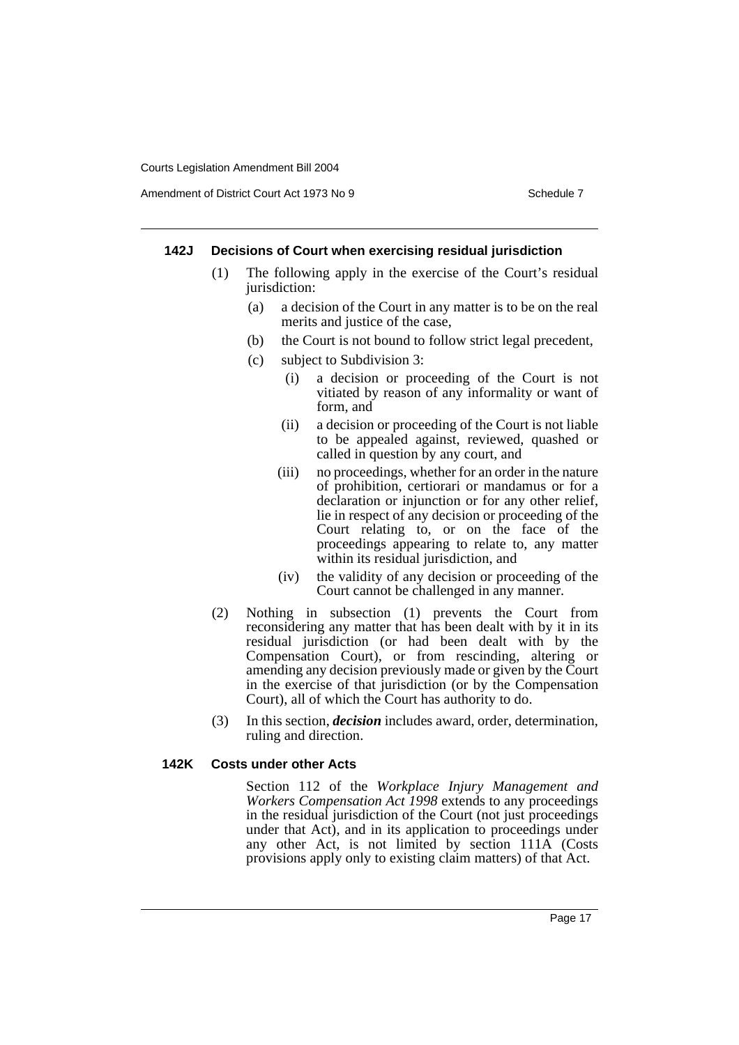#### 142J Decisions of Court when exercising residual jurisdiction

(1) The following apply in the exercise of the Court's residual jurisdiction:

- (a) a decision of the Court in any matter is to be on the real merits and justice of the case,
- (b) the Court is not bound to follow strict legal precedent,
- (c) subject to Subdivision 3:
  - (i) a decision or proceeding of the Court is not vitiated by reason of any informality or want of form, and
  - (ii) a decision or proceeding of the Court is not liable to be appealed against, reviewed, quashed or called in question by any court, and
  - (iii) no proceedings, whether for an order in the nature of prohibition, certiorari or mandamus or for a declaration or injunction or for any other relief, lie in respect of any decision or proceeding of the Court relating to, or on the face of the proceedings appearing to relate to, any matter within its residual jurisdiction, and
  - (iv) the validity of any decision or proceeding of the Court cannot be challenged in any manner.

(2) Nothing in subsection (1) prevents the Court from reconsidering any matter that has been dealt with by it in its residual jurisdiction (or had been dealt with by the Compensation Court), or from rescinding, altering or amending any decision previously made or given by the Court in the exercise of that jurisdiction (or by the Compensation Court), all of which the Court has authority to do.

(3) In this section, ***decision*** includes award, order, determination, ruling and direction.

#### 142K Costs under other Acts

Section 112 of the *Workplace Injury Management and Workers Compensation Act 1998* extends to any proceedings in the residual jurisdiction of the Court (not just proceedings under that Act), and in its application to proceedings under any other Act, is not limited by section 111A (Costs provisions apply only to existing claim matters) of that Act.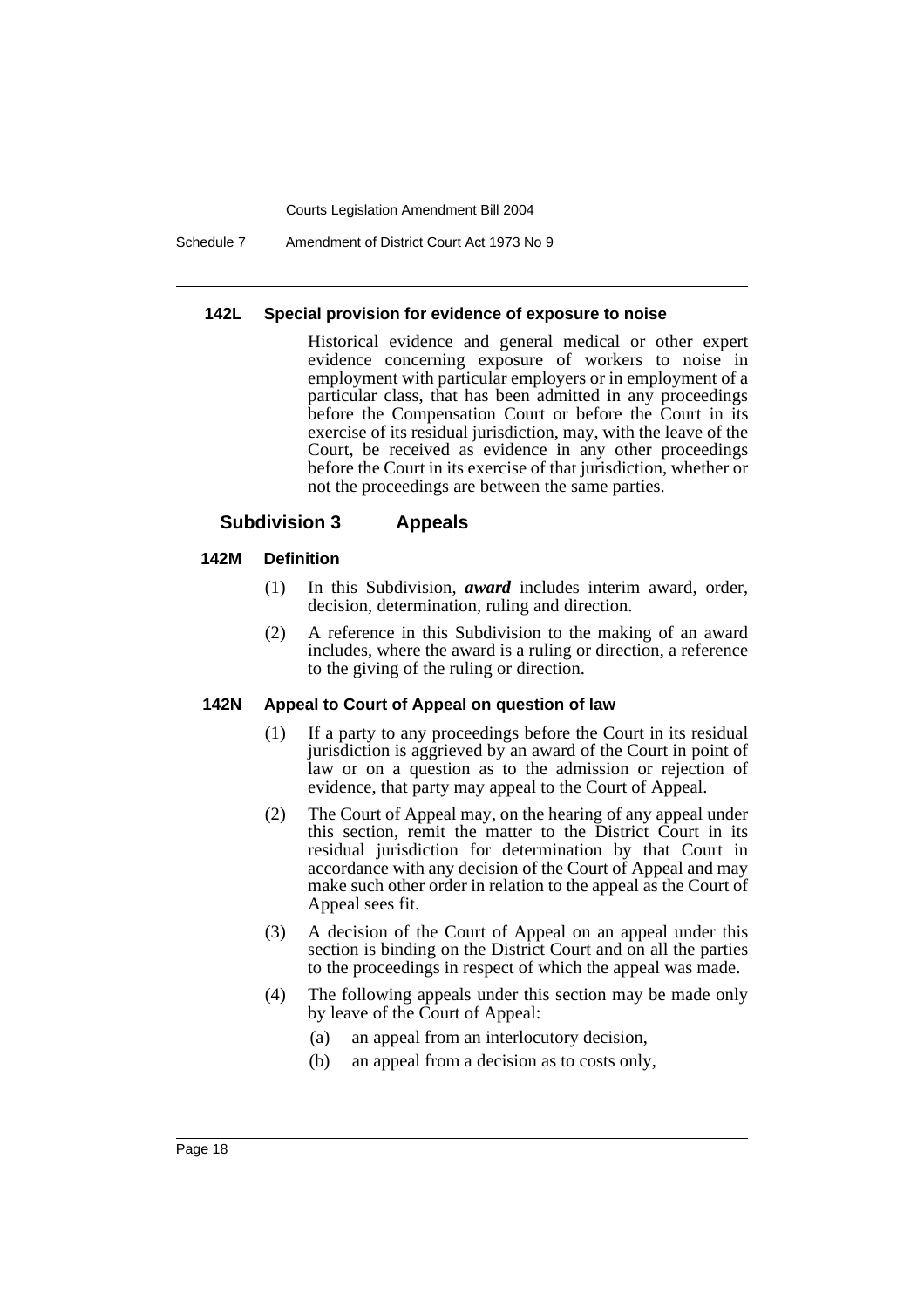#### 142L Special provision for evidence of exposure to noise

Historical evidence and general medical or other expert evidence concerning exposure of workers to noise in employment with particular employers or in employment of a particular class, that has been admitted in any proceedings before the Compensation Court or before the Court in its exercise of its residual jurisdiction, may, with the leave of the Court, be received as evidence in any other proceedings before the Court in its exercise of that jurisdiction, whether or not the proceedings are between the same parties.

### Subdivision 3 Appeals

#### 142M Definition

(1) In this Subdivision, ***award*** includes interim award, order, decision, determination, ruling and direction.

(2) A reference in this Subdivision to the making of an award includes, where the award is a ruling or direction, a reference to the giving of the ruling or direction.

#### 142N Appeal to Court of Appeal on question of law

(1) If a party to any proceedings before the Court in its residual jurisdiction is aggrieved by an award of the Court in point of law or on a question as to the admission or rejection of evidence, that party may appeal to the Court of Appeal.

(2) The Court of Appeal may, on the hearing of any appeal under this section, remit the matter to the District Court in its residual jurisdiction for determination by that Court in accordance with any decision of the Court of Appeal and may make such other order in relation to the appeal as the Court of Appeal sees fit.

(3) A decision of the Court of Appeal on an appeal under this section is binding on the District Court and on all the parties to the proceedings in respect of which the appeal was made.

(4) The following appeals under this section may be made only by leave of the Court of Appeal:

(a) an appeal from an interlocutory decision,

(b) an appeal from a decision as to costs only,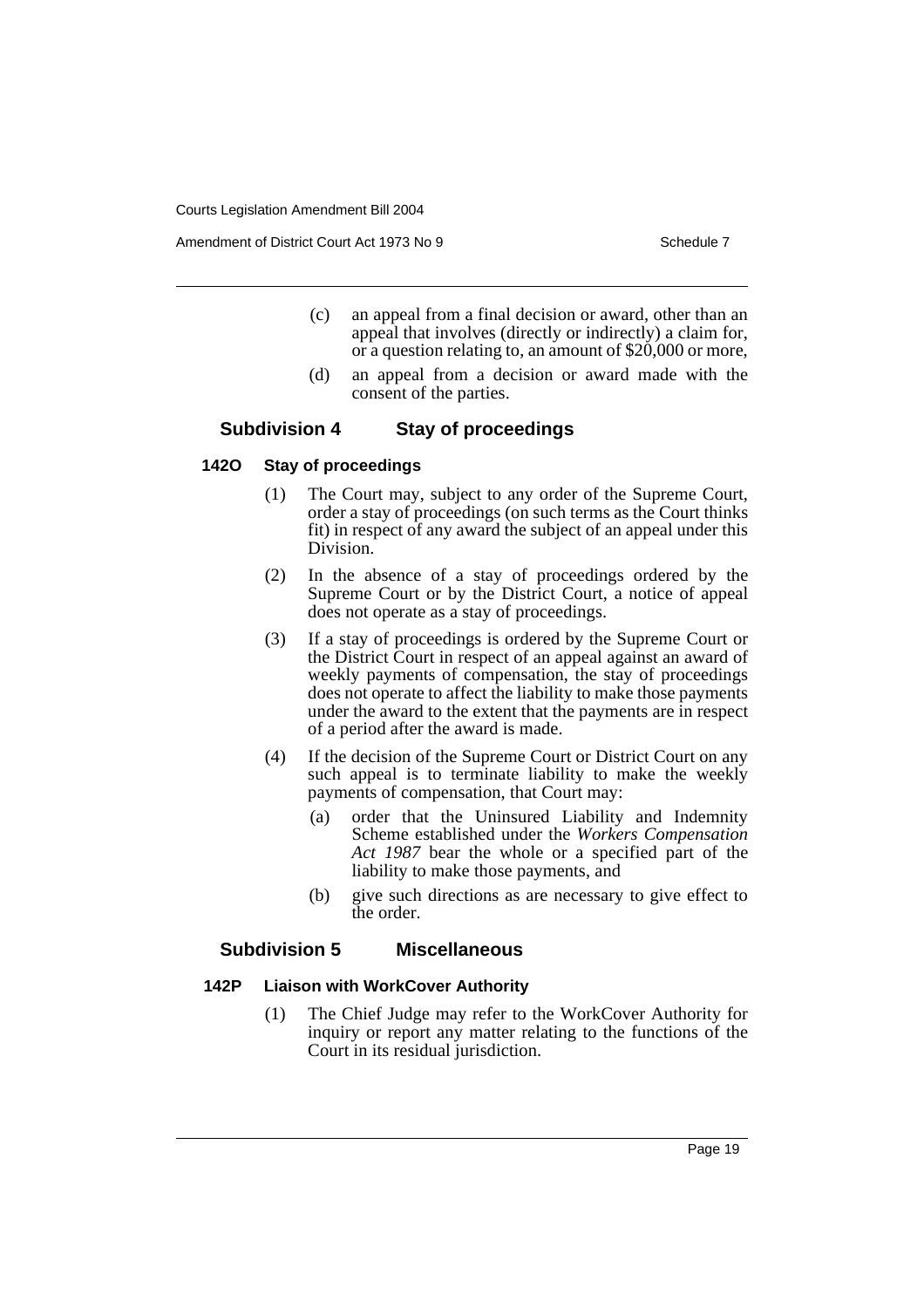(c) an appeal from a final decision or award, other than an appeal that involves (directly or indirectly) a claim for, or a question relating to, an amount of $20,000 or more,

(d) an appeal from a decision or award made with the consent of the parties.

### Subdivision 4 Stay of proceedings

#### 142O Stay of proceedings

(1) The Court may, subject to any order of the Supreme Court, order a stay of proceedings (on such terms as the Court thinks fit) in respect of any award the subject of an appeal under this Division.

(2) In the absence of a stay of proceedings ordered by the Supreme Court or by the District Court, a notice of appeal does not operate as a stay of proceedings.

(3) If a stay of proceedings is ordered by the Supreme Court or the District Court in respect of an appeal against an award of weekly payments of compensation, the stay of proceedings does not operate to affect the liability to make those payments under the award to the extent that the payments are in respect of a period after the award is made.

(4) If the decision of the Supreme Court or District Court on any such appeal is to terminate liability to make the weekly payments of compensation, that Court may:

(a) order that the Uninsured Liability and Indemnity Scheme established under the *Workers Compensation Act 1987* bear the whole or a specified part of the liability to make those payments, and

(b) give such directions as are necessary to give effect to the order.

### Subdivision 5 Miscellaneous

#### 142P Liaison with WorkCover Authority

(1) The Chief Judge may refer to the WorkCover Authority for inquiry or report any matter relating to the functions of the Court in its residual jurisdiction.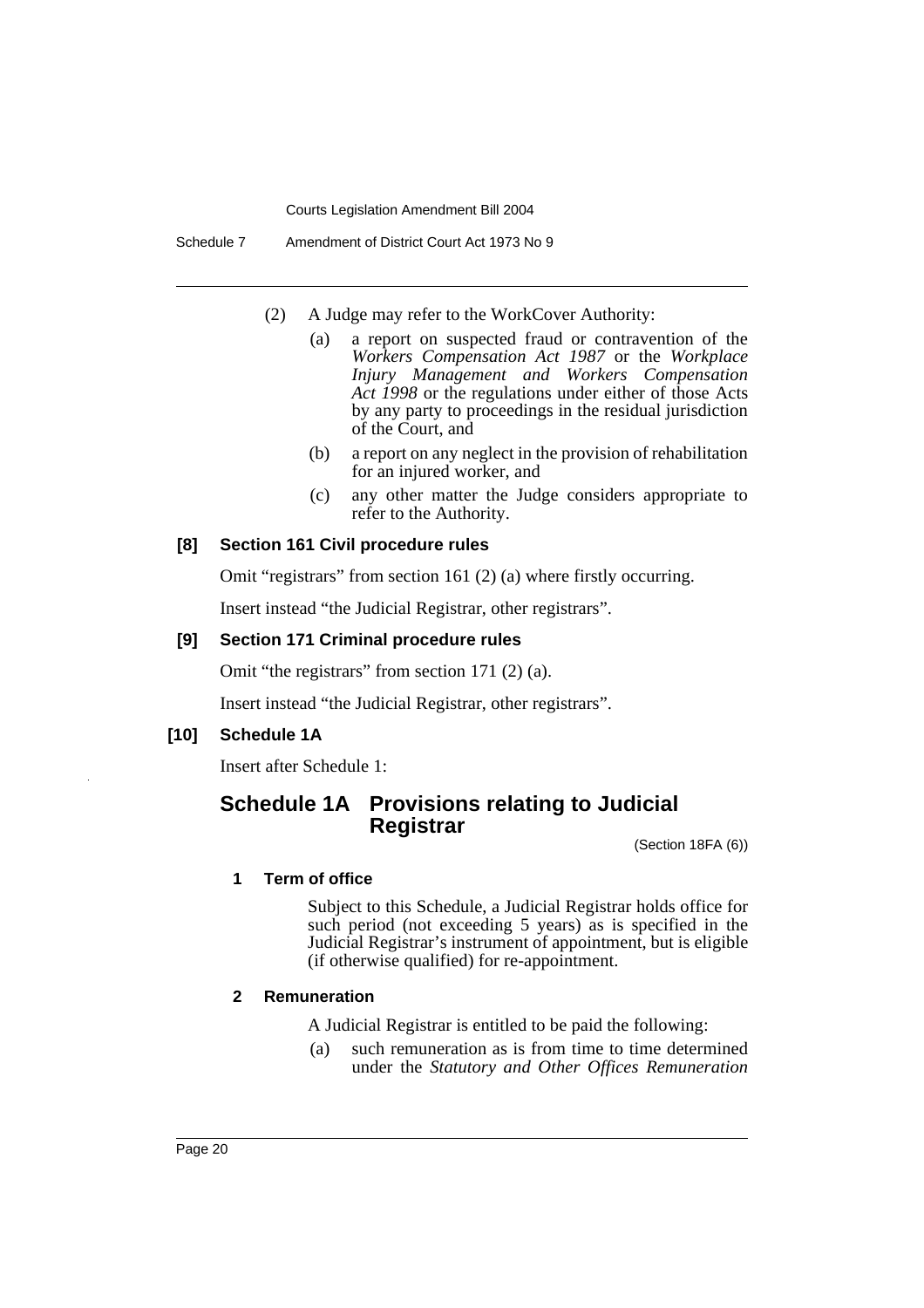(2) A Judge may refer to the WorkCover Authority:

(a) a report on suspected fraud or contravention of the *Workers Compensation Act 1987* or the *Workplace Injury Management and Workers Compensation Act 1998* or the regulations under either of those Acts by any party to proceedings in the residual jurisdiction of the Court, and

(b) a report on any neglect in the provision of rehabilitation for an injured worker, and

(c) any other matter the Judge considers appropriate to refer to the Authority.

### [8] Section 161 Civil procedure rules

Omit "registrars" from section 161 (2) (a) where firstly occurring.

Insert instead "the Judicial Registrar, other registrars".

### [9] Section 171 Criminal procedure rules

Omit "the registrars" from section 171 (2) (a).

Insert instead "the Judicial Registrar, other registrars".

### [10] Schedule 1A

Insert after Schedule 1:

## Schedule 1A Provisions relating to Judicial Registrar

(Section 18FA (6))

#### 1 Term of office

Subject to this Schedule, a Judicial Registrar holds office for such period (not exceeding 5 years) as is specified in the Judicial Registrar's instrument of appointment, but is eligible (if otherwise qualified) for re-appointment.

#### 2 Remuneration

A Judicial Registrar is entitled to be paid the following:

(a) such remuneration as is from time to time determined under the *Statutory and Other Offices Remuneration*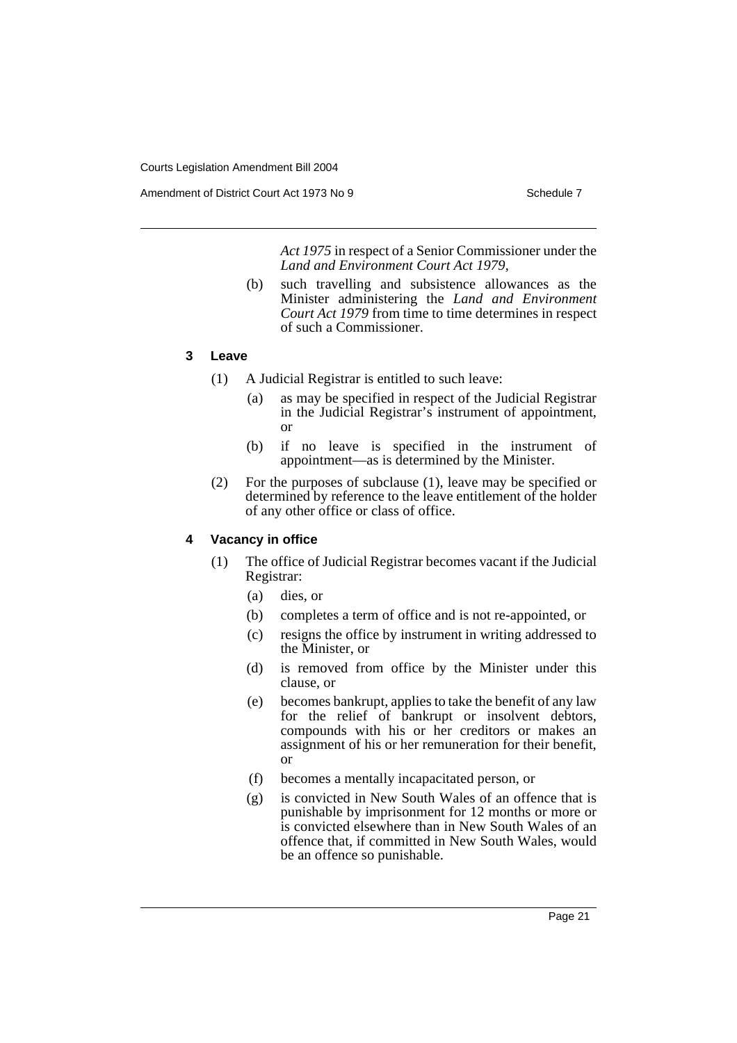*Act 1975* in respect of a Senior Commissioner under the *Land and Environment Court Act 1979*,

(b) such travelling and subsistence allowances as the Minister administering the *Land and Environment Court Act 1979* from time to time determines in respect of such a Commissioner.

### 3 Leave

(1) A Judicial Registrar is entitled to such leave:

(a) as may be specified in respect of the Judicial Registrar in the Judicial Registrar's instrument of appointment, or

(b) if no leave is specified in the instrument of appointment—as is determined by the Minister.

(2) For the purposes of subclause (1), leave may be specified or determined by reference to the leave entitlement of the holder of any other office or class of office.

### 4 Vacancy in office

(1) The office of Judicial Registrar becomes vacant if the Judicial Registrar:

(a) dies, or

(b) completes a term of office and is not re-appointed, or

(c) resigns the office by instrument in writing addressed to the Minister, or

(d) is removed from office by the Minister under this clause, or

(e) becomes bankrupt, applies to take the benefit of any law for the relief of bankrupt or insolvent debtors, compounds with his or her creditors or makes an assignment of his or her remuneration for their benefit, or

(f) becomes a mentally incapacitated person, or

(g) is convicted in New South Wales of an offence that is punishable by imprisonment for 12 months or more or is convicted elsewhere than in New South Wales of an offence that, if committed in New South Wales, would be an offence so punishable.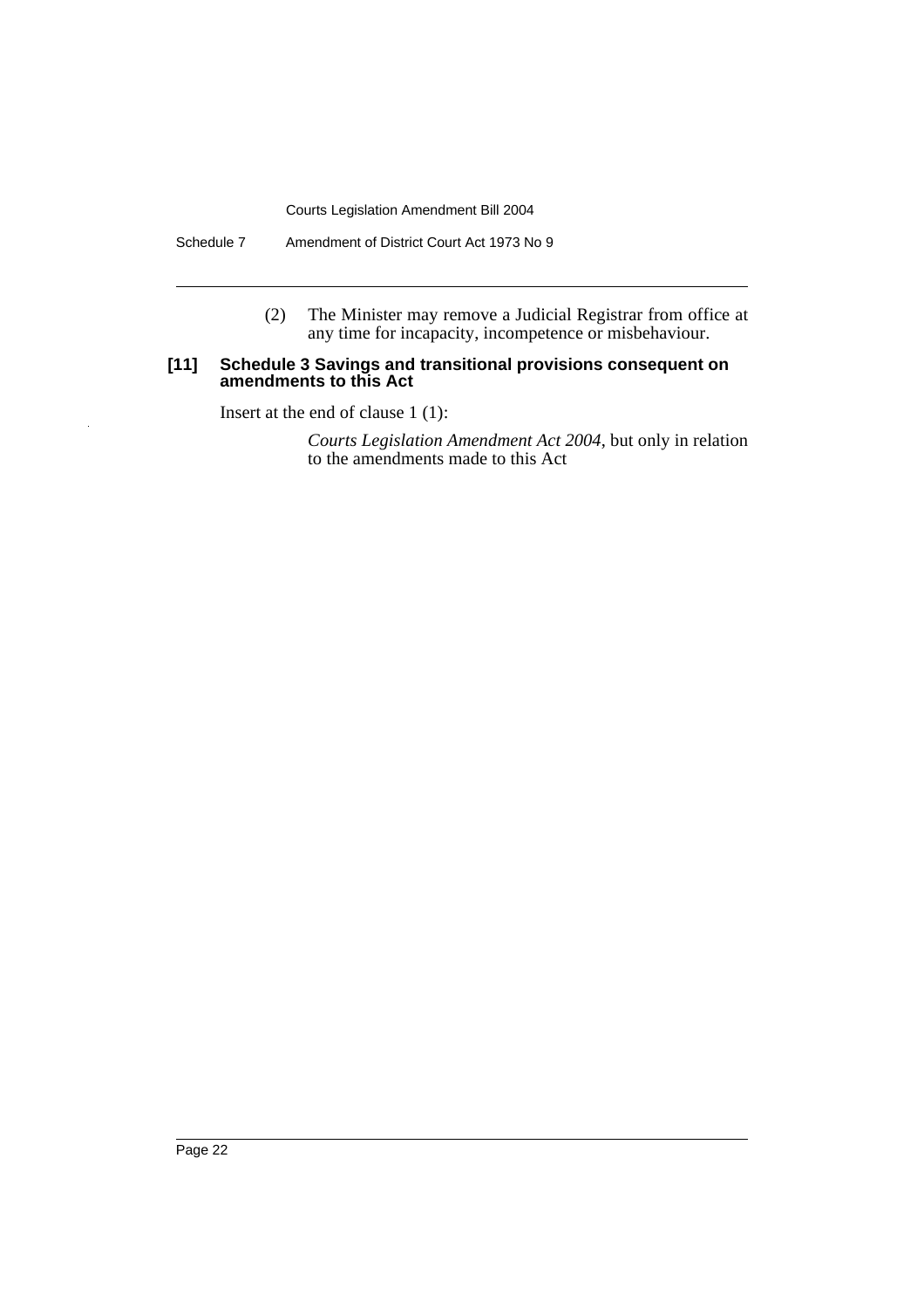(2) The Minister may remove a Judicial Registrar from office at any time for incapacity, incompetence or misbehaviour.

**[11] Schedule 3 Savings and transitional provisions consequent on amendments to this Act**

Insert at the end of clause 1 (1):

*Courts Legislation Amendment Act 2004*, but only in relation to the amendments made to this Act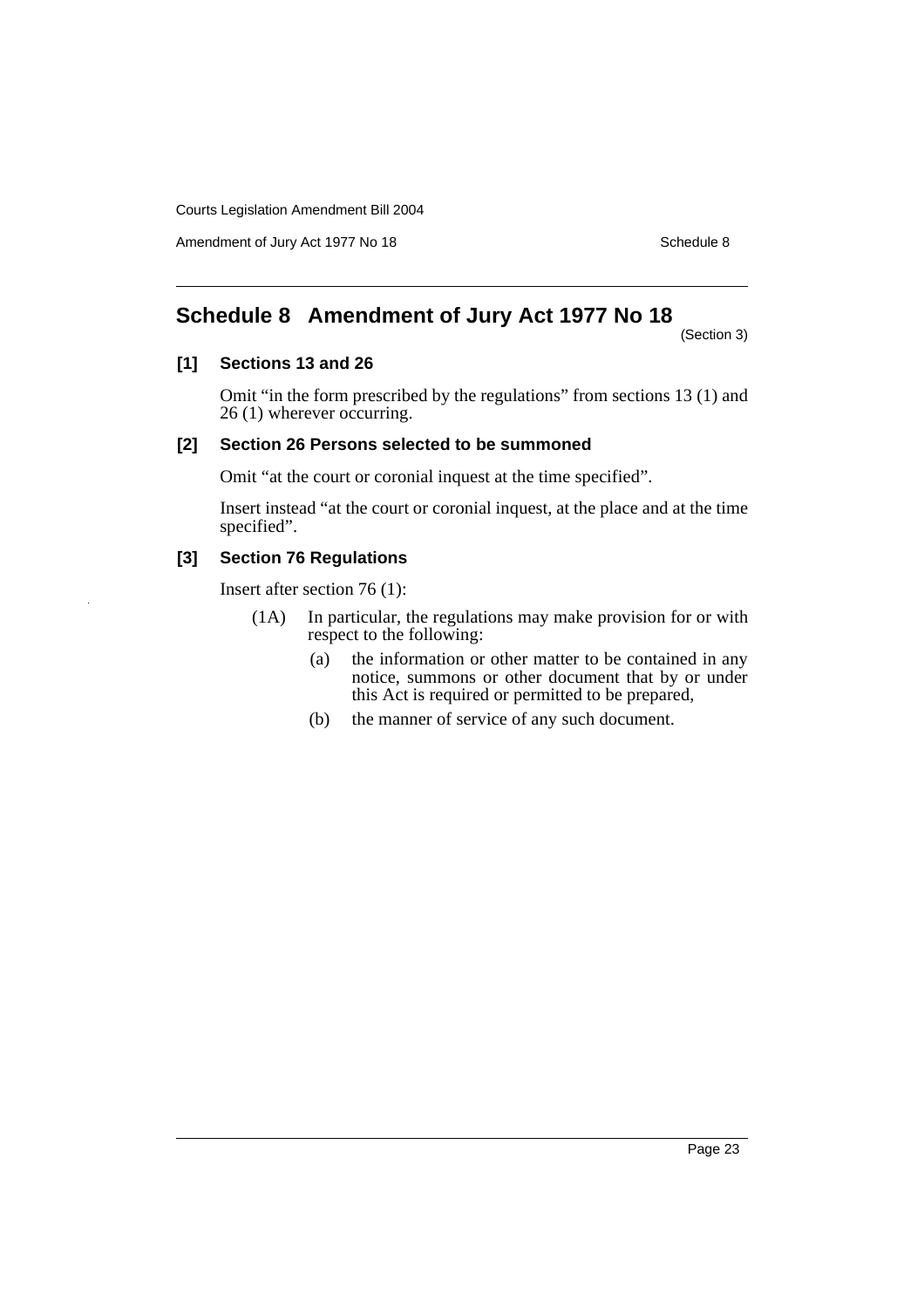## Schedule 8 Amendment of Jury Act 1977 No 18

(Section 3)

### [1] Sections 13 and 26

Omit "in the form prescribed by the regulations" from sections 13 (1) and 26 (1) wherever occurring.

### [2] Section 26 Persons selected to be summoned

Omit "at the court or coronial inquest at the time specified".

Insert instead "at the court or coronial inquest, at the place and at the time specified".

### [3] Section 76 Regulations

Insert after section 76 (1):

(1A) In particular, the regulations may make provision for or with respect to the following:

- (a) the information or other matter to be contained in any notice, summons or other document that by or under this Act is required or permitted to be prepared,
- (b) the manner of service of any such document.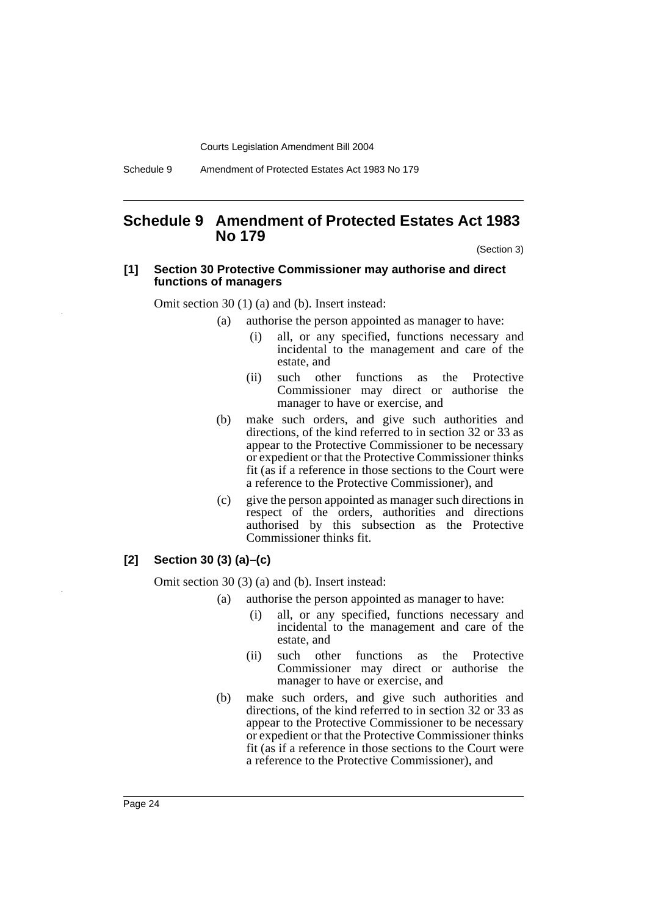# Schedule 9 Amendment of Protected Estates Act 1983 No 179

(Section 3)

**[1] Section 30 Protective Commissioner may authorise and direct functions of managers**

Omit section 30 (1) (a) and (b). Insert instead:

- (a) authorise the person appointed as manager to have:
  - (i) all, or any specified, functions necessary and incidental to the management and care of the estate, and
  - (ii) such other functions as the Protective Commissioner may direct or authorise the manager to have or exercise, and
- (b) make such orders, and give such authorities and directions, of the kind referred to in section 32 or 33 as appear to the Protective Commissioner to be necessary or expedient or that the Protective Commissioner thinks fit (as if a reference in those sections to the Court were a reference to the Protective Commissioner), and
- (c) give the person appointed as manager such directions in respect of the orders, authorities and directions authorised by this subsection as the Protective Commissioner thinks fit.

**[2] Section 30 (3) (a)–(c)**

Omit section 30 (3) (a) and (b). Insert instead:

- (a) authorise the person appointed as manager to have:
  - (i) all, or any specified, functions necessary and incidental to the management and care of the estate, and
  - (ii) such other functions as the Protective Commissioner may direct or authorise the manager to have or exercise, and
- (b) make such orders, and give such authorities and directions, of the kind referred to in section 32 or 33 as appear to the Protective Commissioner to be necessary or expedient or that the Protective Commissioner thinks fit (as if a reference in those sections to the Court were a reference to the Protective Commissioner), and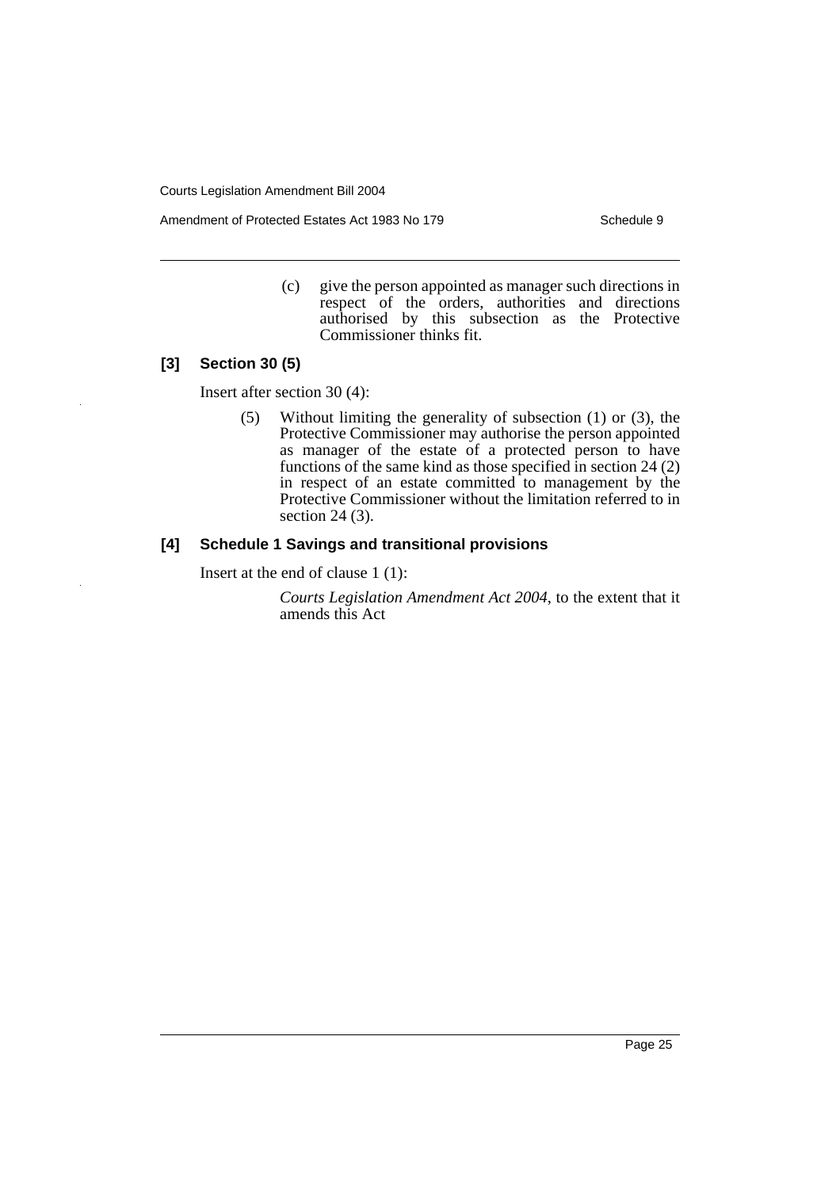(c) give the person appointed as manager such directions in respect of the orders, authorities and directions authorised by this subsection as the Protective Commissioner thinks fit.

### [3] Section 30 (5)

Insert after section 30 (4):

(5) Without limiting the generality of subsection (1) or (3), the Protective Commissioner may authorise the person appointed as manager of the estate of a protected person to have functions of the same kind as those specified in section 24 (2) in respect of an estate committed to management by the Protective Commissioner without the limitation referred to in section 24 (3).

### [4] Schedule 1 Savings and transitional provisions

Insert at the end of clause 1 (1):

*Courts Legislation Amendment Act 2004*, to the extent that it amends this Act